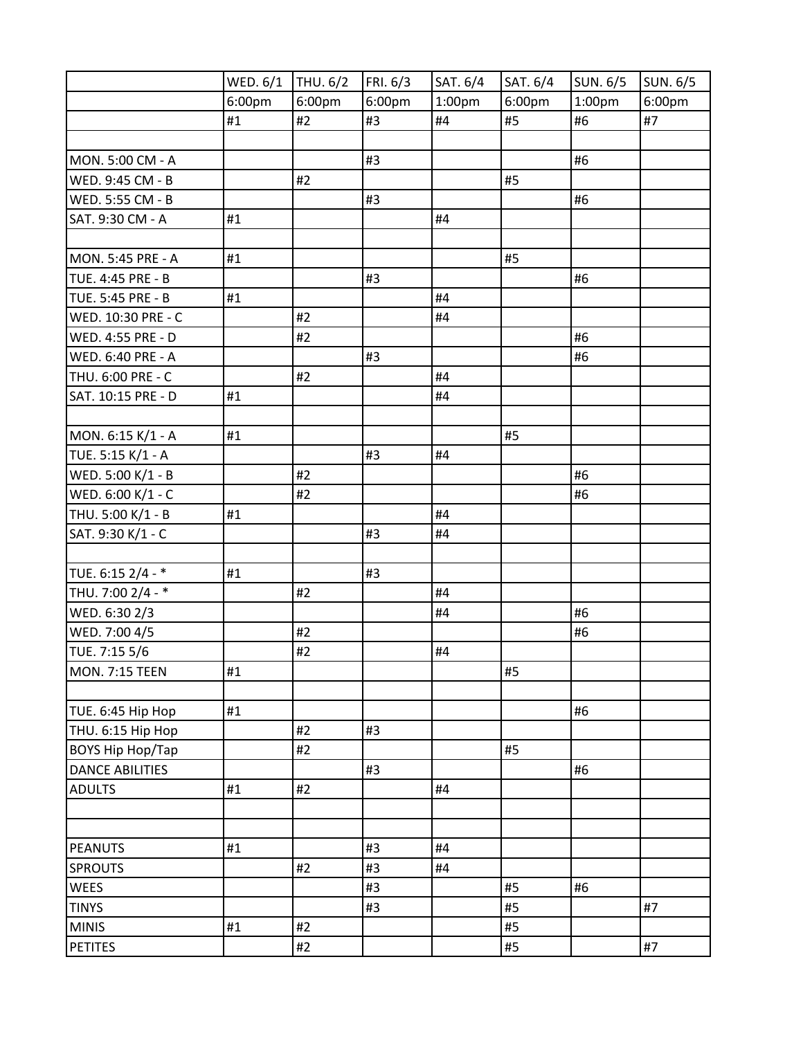| | WED. 6/1 | THU. 6/2 | FRI. 6/3 | SAT. 6/4 | SAT. 6/4 | SUN. 6/5 | SUN. 6/5 |
|---|---|---|---|---|---|---|---|
| | 6:00pm | 6:00pm | 6:00pm | 1:00pm | 6:00pm | 1:00pm | 6:00pm |
| | #1 | #2 | #3 | #4 | #5 | #6 | #7 |
| | | | | | | | |
| MON. 5:00 CM - A | | | #3 | | | #6 | |
| WED. 9:45 CM - B | | #2 | | | #5 | | |
| WED. 5:55 CM - B | | | #3 | | | #6 | |
| SAT. 9:30 CM - A | #1 | | | #4 | | | |
| | | | | | | | |
| MON. 5:45 PRE - A | #1 | | | | #5 | | |
| TUE. 4:45 PRE - B | | | #3 | | | #6 | |
| TUE. 5:45 PRE - B | #1 | | | #4 | | | |
| WED. 10:30 PRE - C | | #2 | | #4 | | | |
| WED. 4:55 PRE - D | | #2 | | | | #6 | |
| WED. 6:40 PRE - A | | | #3 | | | #6 | |
| THU. 6:00 PRE - C | | #2 | | #4 | | | |
| SAT. 10:15 PRE - D | #1 | | | #4 | | | |
| | | | | | | | |
| MON. 6:15 K/1 - A | #1 | | | | #5 | | |
| TUE. 5:15 K/1 - A | | | #3 | #4 | | | |
| WED. 5:00 K/1 - B | | #2 | | | | #6 | |
| WED. 6:00 K/1 - C | | #2 | | | | #6 | |
| THU. 5:00 K/1 - B | #1 | | | #4 | | | |
| SAT. 9:30 K/1 - C | | | #3 | #4 | | | |
| | | | | | | | |
| TUE. 6:15 2/4 - * | #1 | | #3 | | | | |
| THU. 7:00 2/4 - * | | #2 | | #4 | | | |
| WED. 6:30 2/3 | | | | #4 | | #6 | |
| WED. 7:00 4/5 | | #2 | | | | #6 | |
| TUE. 7:15 5/6 | | #2 | | #4 | | | |
| MON. 7:15 TEEN | #1 | | | | #5 | | |
| | | | | | | | |
| TUE. 6:45 Hip Hop | #1 | | | | | #6 | |
| THU. 6:15 Hip Hop | | #2 | #3 | | | | |
| BOYS Hip Hop/Tap | | #2 | | | #5 | | |
| DANCE ABILITIES | | | #3 | | | #6 | |
| ADULTS | #1 | #2 | | #4 | | | |
| | | | | | | | |
| | | | | | | | |
| PEANUTS | #1 | | #3 | #4 | | | |
| SPROUTS | | #2 | #3 | #4 | | | |
| WEES | | | #3 | | #5 | #6 | |
| TINYS | | | #3 | | #5 | | #7 |
| MINIS | #1 | #2 | | | #5 | | |
| PETITES | | #2 | | | #5 | | #7 |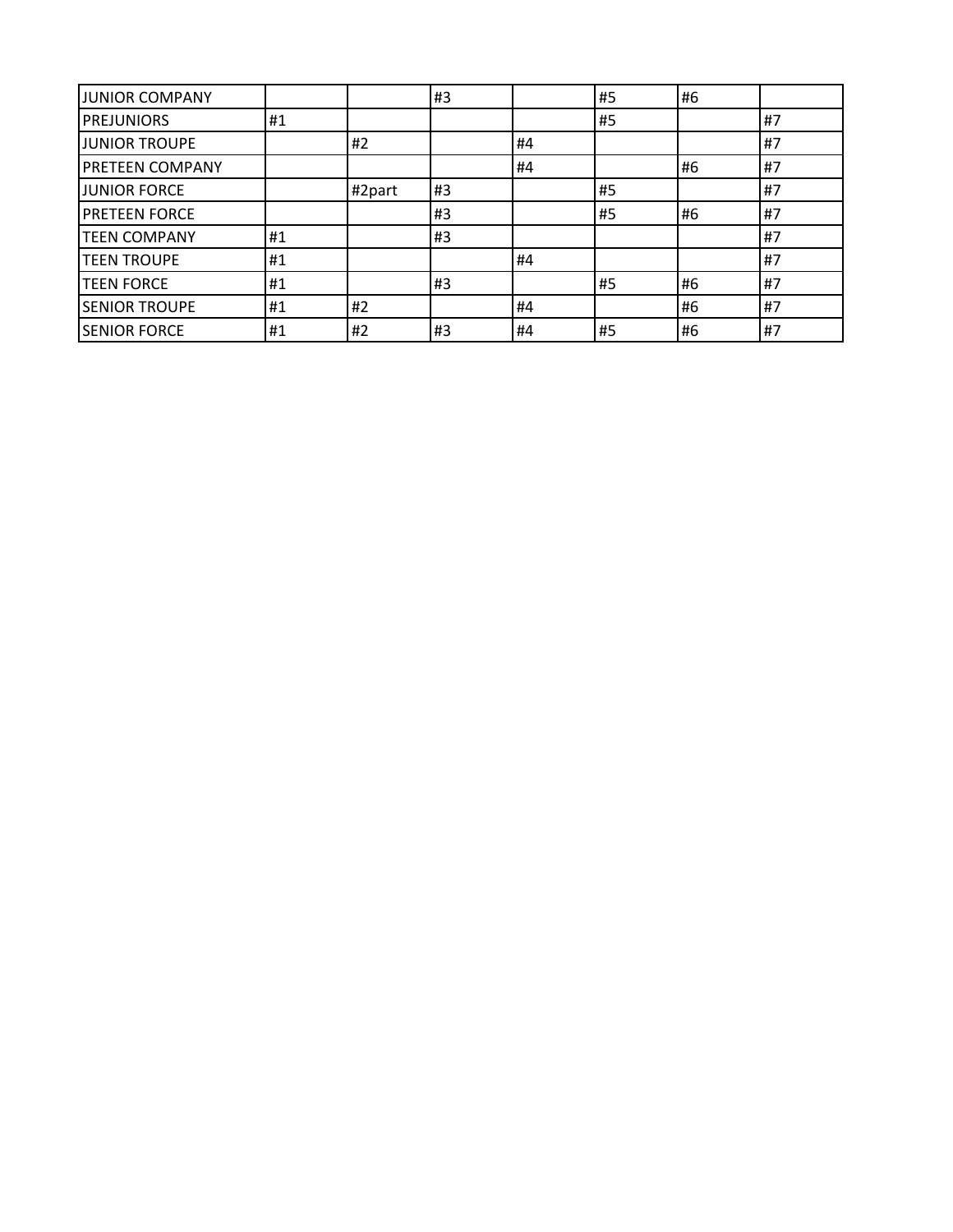| | | | | | | | |
|---|---|---|---|---|---|---|---|
| JUNIOR COMPANY | | | #3 | | #5 | #6 | |
| PREJUNIORS | #1 | | | | #5 | | #7 |
| JUNIOR TROUPE | | #2 | | #4 | | | #7 |
| PRETEEN COMPANY | | | | #4 | | #6 | #7 |
| JUNIOR FORCE | | #2part | #3 | | #5 | | #7 |
| PRETEEN FORCE | | | #3 | | #5 | #6 | #7 |
| TEEN COMPANY | #1 | | #3 | | | | #7 |
| TEEN TROUPE | #1 | | | #4 | | | #7 |
| TEEN FORCE | #1 | | #3 | | #5 | #6 | #7 |
| SENIOR TROUPE | #1 | #2 | | #4 | | #6 | #7 |
| SENIOR FORCE | #1 | #2 | #3 | #4 | #5 | #6 | #7 |